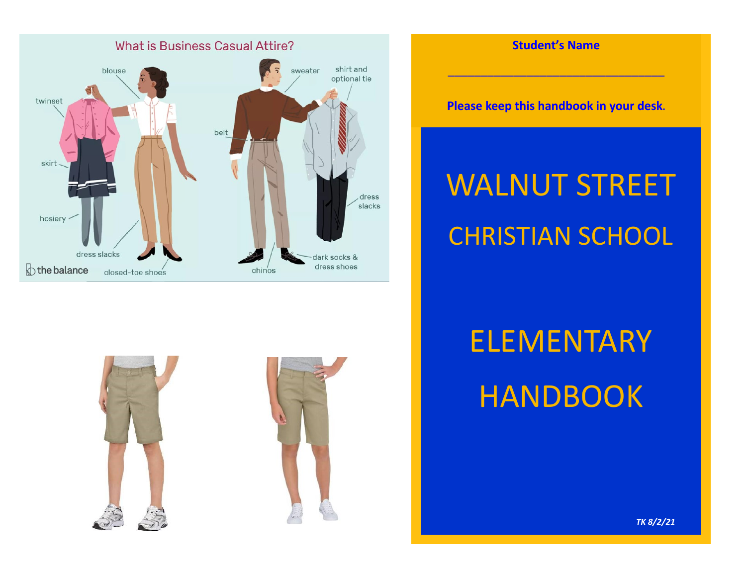What is Business Casual Attire?

twinset, blouse, skirt, hosiery, dress slacks, closed-toe shoes, sweater, shirt and optional tie, belt, dress slacks, chinos, dark socks & dress shoes

the balance

**Student's Name**

\_\_\_\_\_\_\_\_\_\_\_\_\_\_\_\_\_\_\_\_\_\_\_\_\_\_\_\_\_\_\_\_\_\_\_\_\_\_\_\_

**Please keep this handbook in your desk.**

# WALNUT STREET

## CHRISTIAN SCHOOL

# ELEMENTARY HANDBOOK

*TK 8/2/21*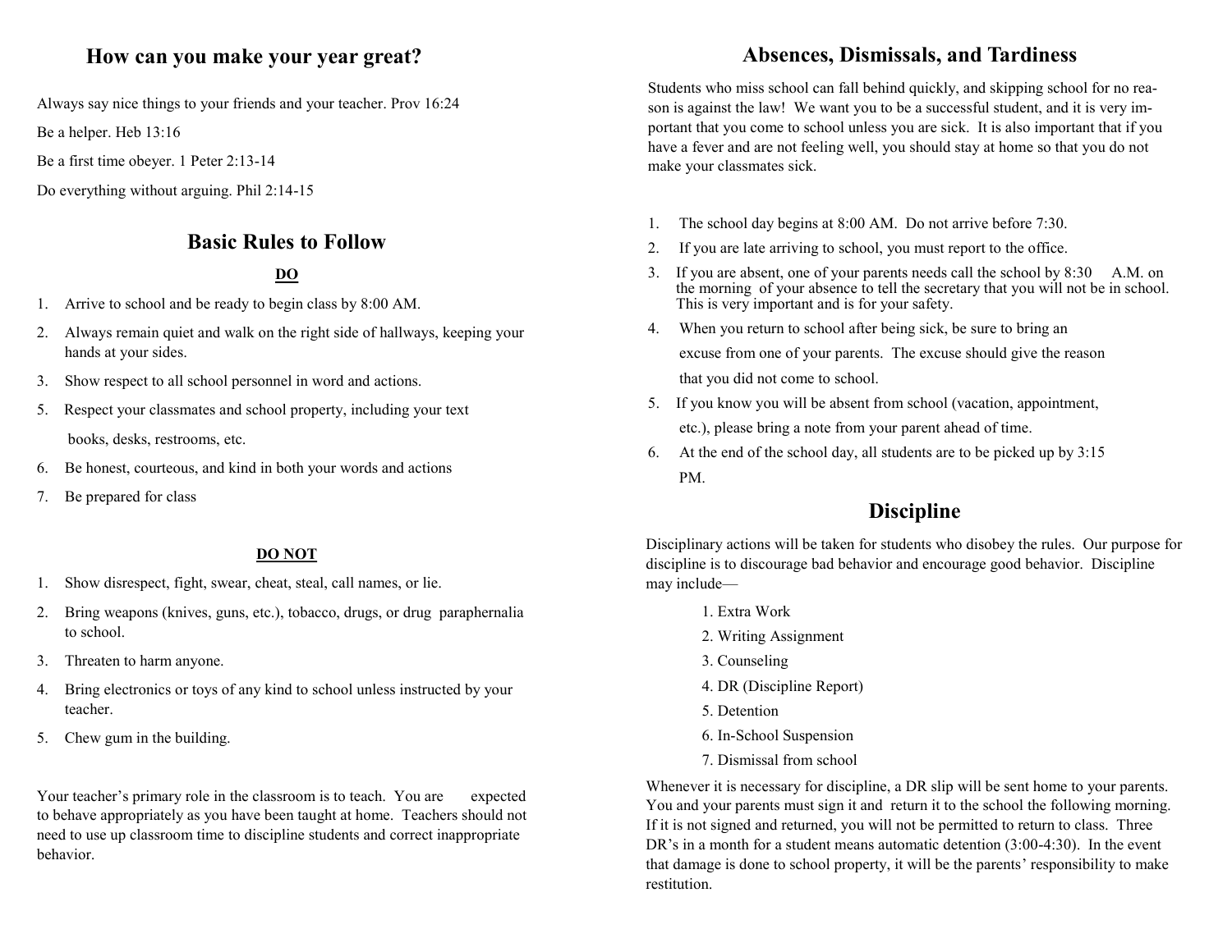## How can you make your year great?

Always say nice things to your friends and your teacher. Prov 16:24

Be a helper. Heb 13:16

Be a first time obeyer. 1 Peter 2:13-14

Do everything without arguing. Phil 2:14-15

## Basic Rules to Follow

**DO**

1. Arrive to school and be ready to begin class by 8:00 AM.
2. Always remain quiet and walk on the right side of hallways, keeping your hands at your sides.
3. Show respect to all school personnel in word and actions.
5. Respect your classmates and school property, including your text books, desks, restrooms, etc.
6. Be honest, courteous, and kind in both your words and actions
7. Be prepared for class

**DO NOT**

1. Show disrespect, fight, swear, cheat, steal, call names, or lie.
2. Bring weapons (knives, guns, etc.), tobacco, drugs, or drug paraphernalia to school.
3. Threaten to harm anyone.
4. Bring electronics or toys of any kind to school unless instructed by your teacher.
5. Chew gum in the building.

Your teacher's primary role in the classroom is to teach. You are expected to behave appropriately as you have been taught at home. Teachers should not need to use up classroom time to discipline students and correct inappropriate behavior.

## Absences, Dismissals, and Tardiness

Students who miss school can fall behind quickly, and skipping school for no reason is against the law! We want you to be a successful student, and it is very important that you come to school unless you are sick. It is also important that if you have a fever and are not feeling well, you should stay at home so that you do not make your classmates sick.

1. The school day begins at 8:00 AM. Do not arrive before 7:30.
2. If you are late arriving to school, you must report to the office.
3. If you are absent, one of your parents needs call the school by 8:30 A.M. on the morning of your absence to tell the secretary that you will not be in school. This is very important and is for your safety.
4. When you return to school after being sick, be sure to bring an excuse from one of your parents. The excuse should give the reason that you did not come to school.
5. If you know you will be absent from school (vacation, appointment, etc.), please bring a note from your parent ahead of time.
6. At the end of the school day, all students are to be picked up by 3:15 PM.

## Discipline

Disciplinary actions will be taken for students who disobey the rules. Our purpose for discipline is to discourage bad behavior and encourage good behavior. Discipline may include—

1. Extra Work
2. Writing Assignment
3. Counseling
4. DR (Discipline Report)
5. Detention
6. In-School Suspension
7. Dismissal from school

Whenever it is necessary for discipline, a DR slip will be sent home to your parents. You and your parents must sign it and return it to the school the following morning. If it is not signed and returned, you will not be permitted to return to class. Three DR's in a month for a student means automatic detention (3:00-4:30). In the event that damage is done to school property, it will be the parents' responsibility to make restitution.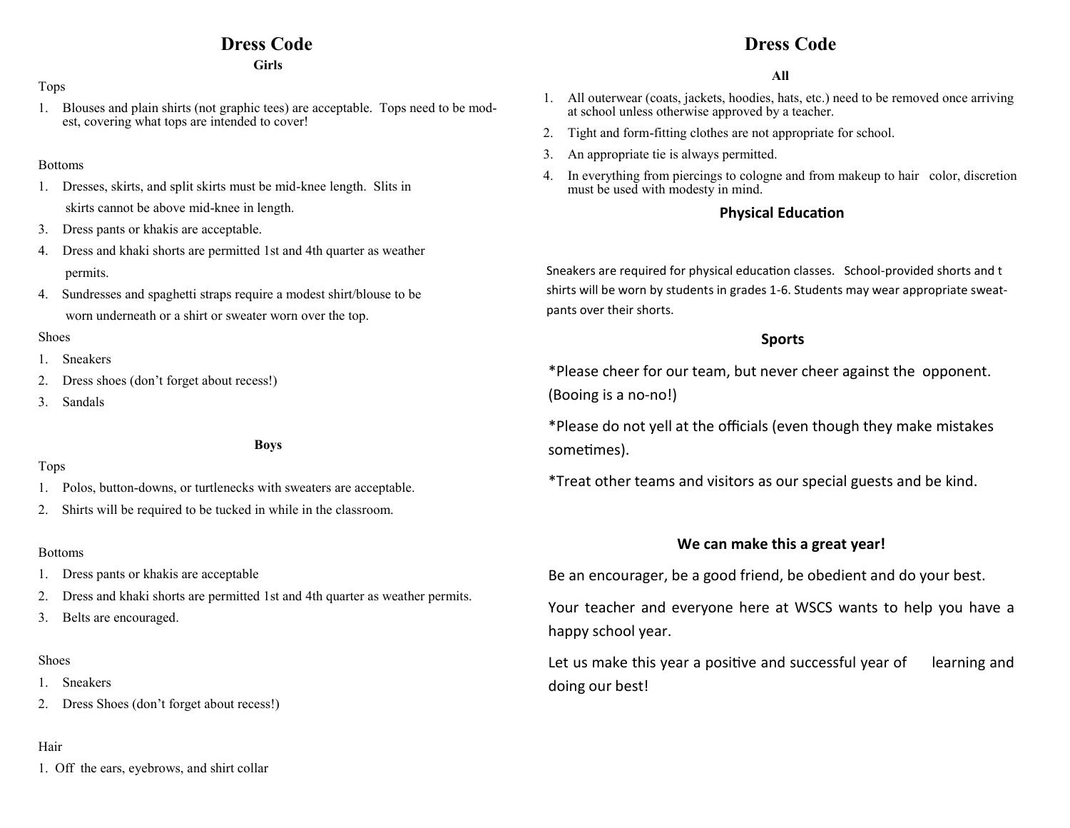# Dress Code

## Girls

Tops

1. Blouses and plain shirts (not graphic tees) are acceptable. Tops need to be modest, covering what tops are intended to cover!

Bottoms

1. Dresses, skirts, and split skirts must be mid-knee length. Slits in skirts cannot be above mid-knee in length.
3. Dress pants or khakis are acceptable.
4. Dress and khaki shorts are permitted 1st and 4th quarter as weather permits.
4. Sundresses and spaghetti straps require a modest shirt/blouse to be worn underneath or a shirt or sweater worn over the top.

Shoes

1. Sneakers
2. Dress shoes (don't forget about recess!)
3. Sandals

## Boys

Tops

1. Polos, button-downs, or turtlenecks with sweaters are acceptable.
2. Shirts will be required to be tucked in while in the classroom.

Bottoms

1. Dress pants or khakis are acceptable
2. Dress and khaki shorts are permitted 1st and 4th quarter as weather permits.
3. Belts are encouraged.

Shoes

1. Sneakers
2. Dress Shoes (don't forget about recess!)

Hair

1. Off the ears, eyebrows, and shirt collar

# Dress Code

## All

1. All outerwear (coats, jackets, hoodies, hats, etc.) need to be removed once arriving at school unless otherwise approved by a teacher.
2. Tight and form-fitting clothes are not appropriate for school.
3. An appropriate tie is always permitted.
4. In everything from piercings to cologne and from makeup to hair color, discretion must be used with modesty in mind.

## Physical Education

Sneakers are required for physical education classes. School-provided shorts and t shirts will be worn by students in grades 1-6. Students may wear appropriate sweat-pants over their shorts.

## Sports

*Please cheer for our team, but never cheer against the opponent. (Booing is a no-no!)

*Please do not yell at the officials (even though they make mistakes sometimes).

*Treat other teams and visitors as our special guests and be kind.

## We can make this a great year!

Be an encourager, be a good friend, be obedient and do your best.

Your teacher and everyone here at WSCS wants to help you have a happy school year.

Let us make this year a positive and successful year of learning and doing our best!